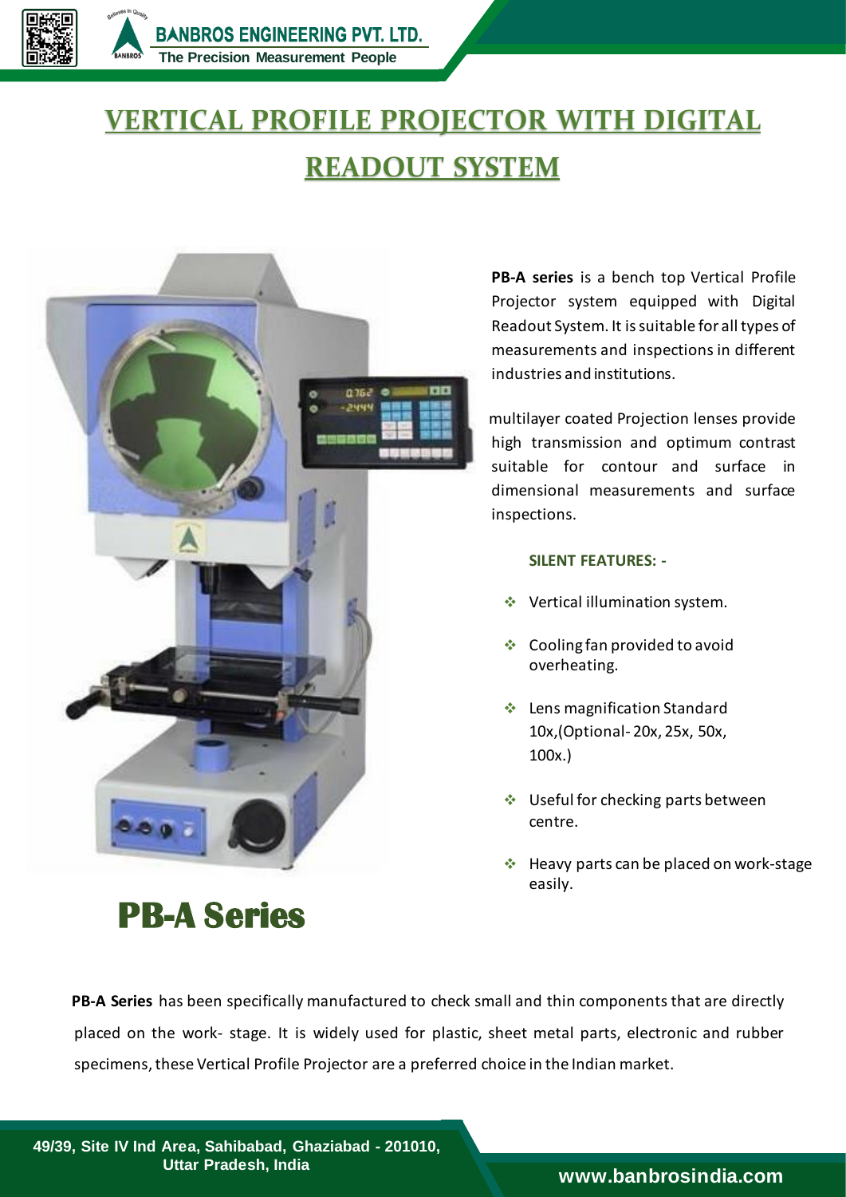BANBROS ENGINEERING PVT. LTD.

The Precision Measurement People

# VERTICAL PROFILE PROJECTOR WITH DIGITAL READOUT SYSTEM

**PB-A series** is a bench top Vertical Profile Projector system equipped with Digital Readout System. It is suitable for all types of measurements and inspections in different industries and institutions.

multilayer coated Projection lenses provide high transmission and optimum contrast suitable for contour and surface in dimensional measurements and surface inspections.

**SILENT FEATURES: -**

- Vertical illumination system.
- Cooling fan provided to avoid overheating.
- Lens magnification Standard 10x,(Optional- 20x, 25x, 50x, 100x.)
- Useful for checking parts between centre.
- Heavy parts can be placed on work-stage easily.

## PB-A Series

**PB-A Series** has been specifically manufactured to check small and thin components that are directly placed on the work- stage. It is widely used for plastic, sheet metal parts, electronic and rubber specimens, these Vertical Profile Projector are a preferred choice in the Indian market.

49/39, Site IV Ind Area, Sahibabad, Ghaziabad - 201010, Uttar Pradesh, India

www.banbrosindia.com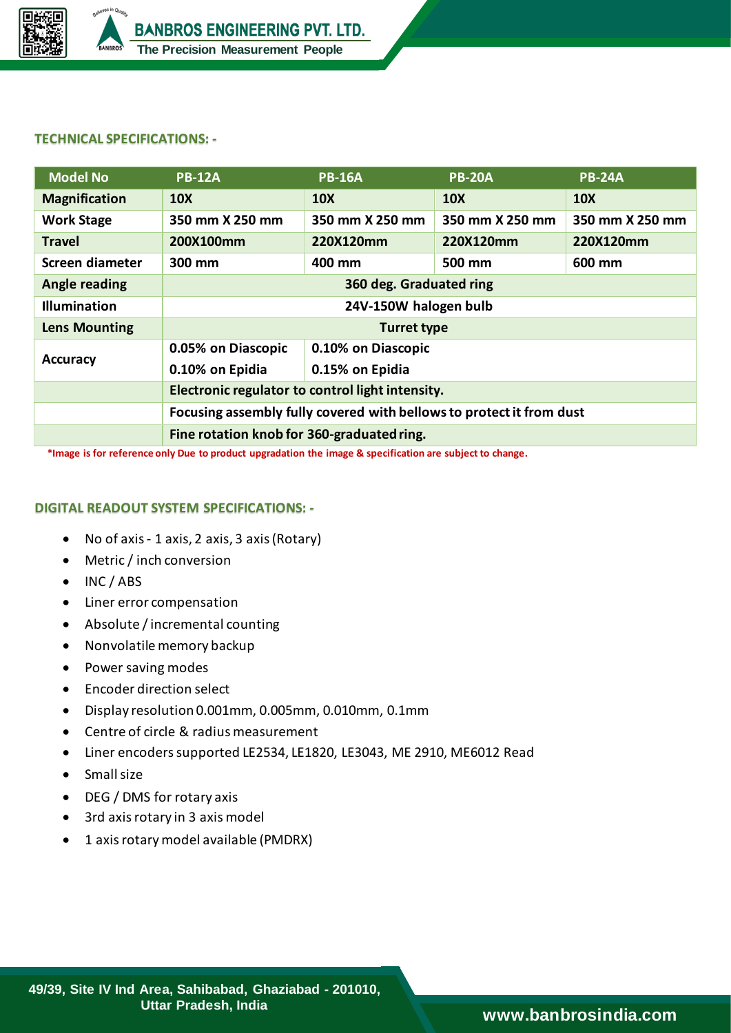## TECHNICAL SPECIFICATIONS: -

| Model No | PB-12A | PB-16A | PB-20A | PB-24A |
|---|---|---|---|---|
| Magnification | 10X | 10X | 10X | 10X |
| Work Stage | 350 mm X 250 mm | 350 mm X 250 mm | 350 mm X 250 mm | 350 mm X 250 mm |
| Travel | 200X100mm | 220X120mm | 220X120mm | 220X120mm |
| Screen diameter | 300 mm | 400 mm | 500 mm | 600 mm |
| Angle reading | 360 deg. Graduated ring | | | |
| Illumination | 24V-150W halogen bulb | | | |
| Lens Mounting | Turret type | | | |
| Accuracy | 0.05% on Diascopic<br>0.10% on Epidia | 0.10% on Diascopic<br>0.15% on Epidia | | |
| | Electronic regulator to control light intensity. | | | |
| | Focusing assembly fully covered with bellows to protect it from dust | | | |
| | Fine rotation knob for 360-graduated ring. | | | |

*Image is for reference only Due to product upgradation the image & specification are subject to change.

## DIGITAL READOUT SYSTEM SPECIFICATIONS: -

- No of axis - 1 axis, 2 axis, 3 axis (Rotary)
- Metric / inch conversion
- INC / ABS
- Liner error compensation
- Absolute / incremental counting
- Nonvolatile memory backup
- Power saving modes
- Encoder direction select
- Display resolution 0.001mm, 0.005mm, 0.010mm, 0.1mm
- Centre of circle & radius measurement
- Liner encoders supported LE2534, LE1820, LE3043, ME 2910, ME6012 Read
- Small size
- DEG / DMS for rotary axis
- 3rd axis rotary in 3 axis model
- 1 axis rotary model available (PMDRX)